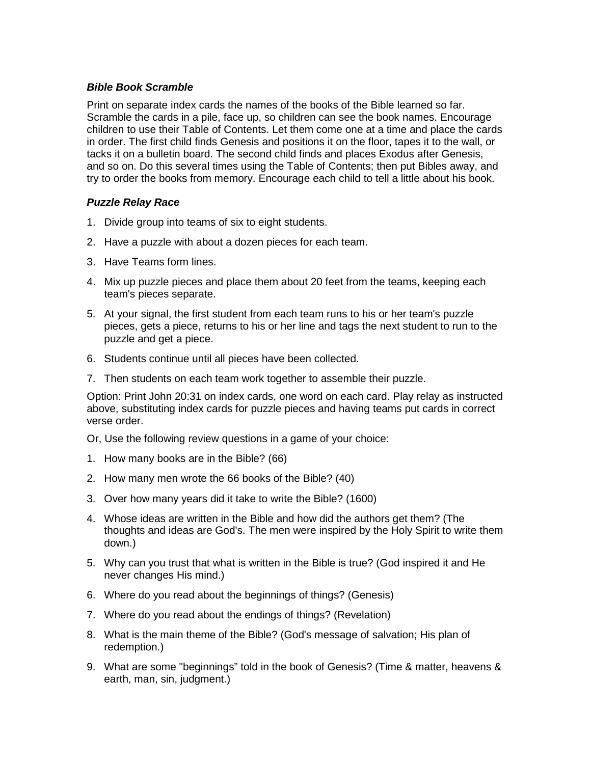***Bible Book Scramble***

Print on separate index cards the names of the books of the Bible learned so far. Scramble the cards in a pile, face up, so children can see the book names. Encourage children to use their Table of Contents. Let them come one at a time and place the cards in order. The first child finds Genesis and positions it on the floor, tapes it to the wall, or tacks it on a bulletin board. The second child finds and places Exodus after Genesis, and so on. Do this several times using the Table of Contents; then put Bibles away, and try to order the books from memory. Encourage each child to tell a little about his book.

***Puzzle Relay Race***

1. Divide group into teams of six to eight students.
2. Have a puzzle with about a dozen pieces for each team.
3. Have Teams form lines.
4. Mix up puzzle pieces and place them about 20 feet from the teams, keeping each team's pieces separate.
5. At your signal, the first student from each team runs to his or her team's puzzle pieces, gets a piece, returns to his or her line and tags the next student to run to the puzzle and get a piece.
6. Students continue until all pieces have been collected.
7. Then students on each team work together to assemble their puzzle.

Option: Print John 20:31 on index cards, one word on each card. Play relay as instructed above, substituting index cards for puzzle pieces and having teams put cards in correct verse order.

Or, Use the following review questions in a game of your choice:

1. How many books are in the Bible? (66)
2. How many men wrote the 66 books of the Bible? (40)
3. Over how many years did it take to write the Bible? (1600)
4. Whose ideas are written in the Bible and how did the authors get them? (The thoughts and ideas are God's. The men were inspired by the Holy Spirit to write them down.)
5. Why can you trust that what is written in the Bible is true? (God inspired it and He never changes His mind.)
6. Where do you read about the beginnings of things? (Genesis)
7. Where do you read about the endings of things? (Revelation)
8. What is the main theme of the Bible? (God's message of salvation; His plan of redemption.)
9. What are some "beginnings" told in the book of Genesis? (Time & matter, heavens & earth, man, sin, judgment.)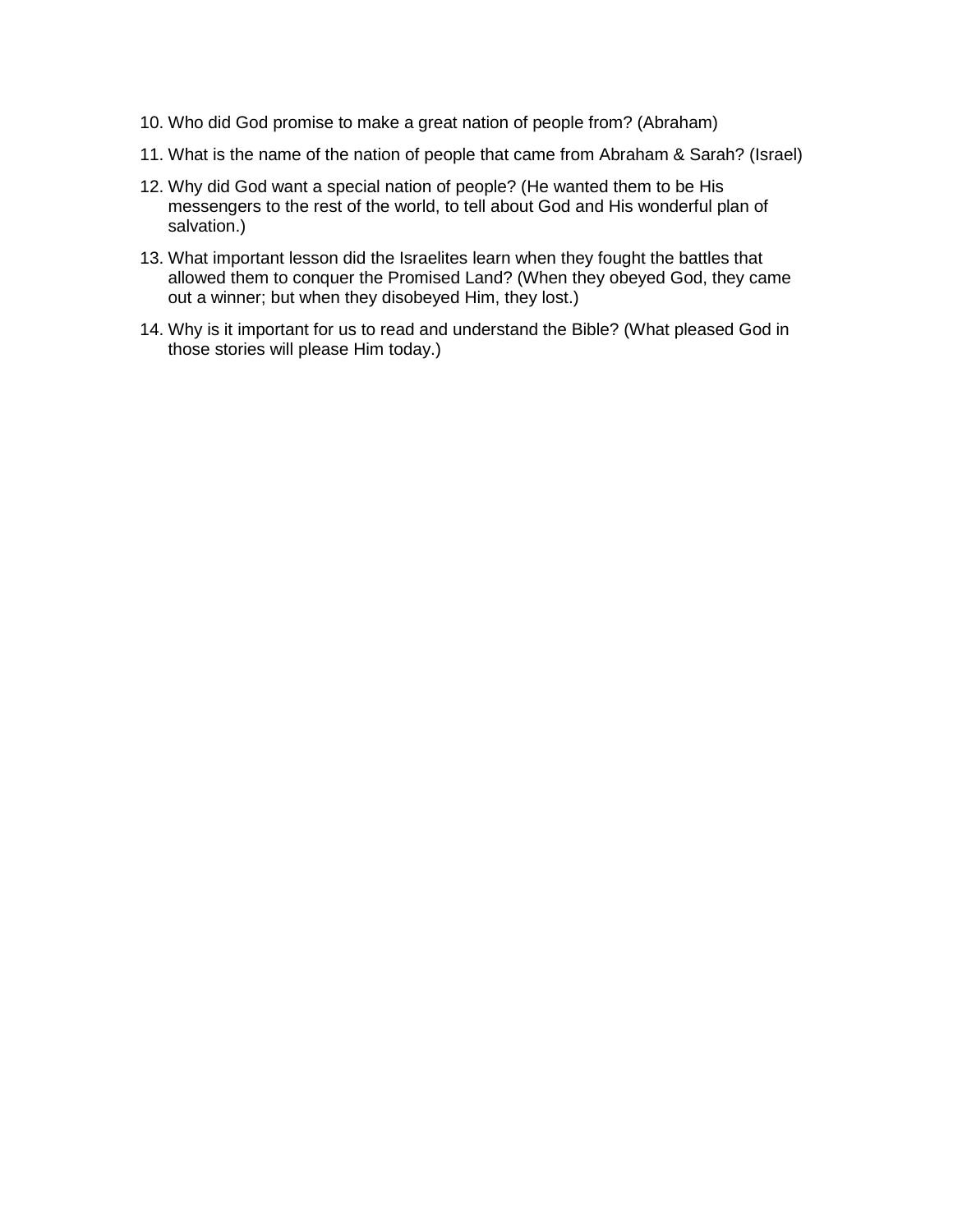10. Who did God promise to make a great nation of people from? (Abraham)
11. What is the name of the nation of people that came from Abraham & Sarah? (Israel)
12. Why did God want a special nation of people? (He wanted them to be His messengers to the rest of the world, to tell about God and His wonderful plan of salvation.)
13. What important lesson did the Israelites learn when they fought the battles that allowed them to conquer the Promised Land? (When they obeyed God, they came out a winner; but when they disobeyed Him, they lost.)
14. Why is it important for us to read and understand the Bible? (What pleased God in those stories will please Him today.)